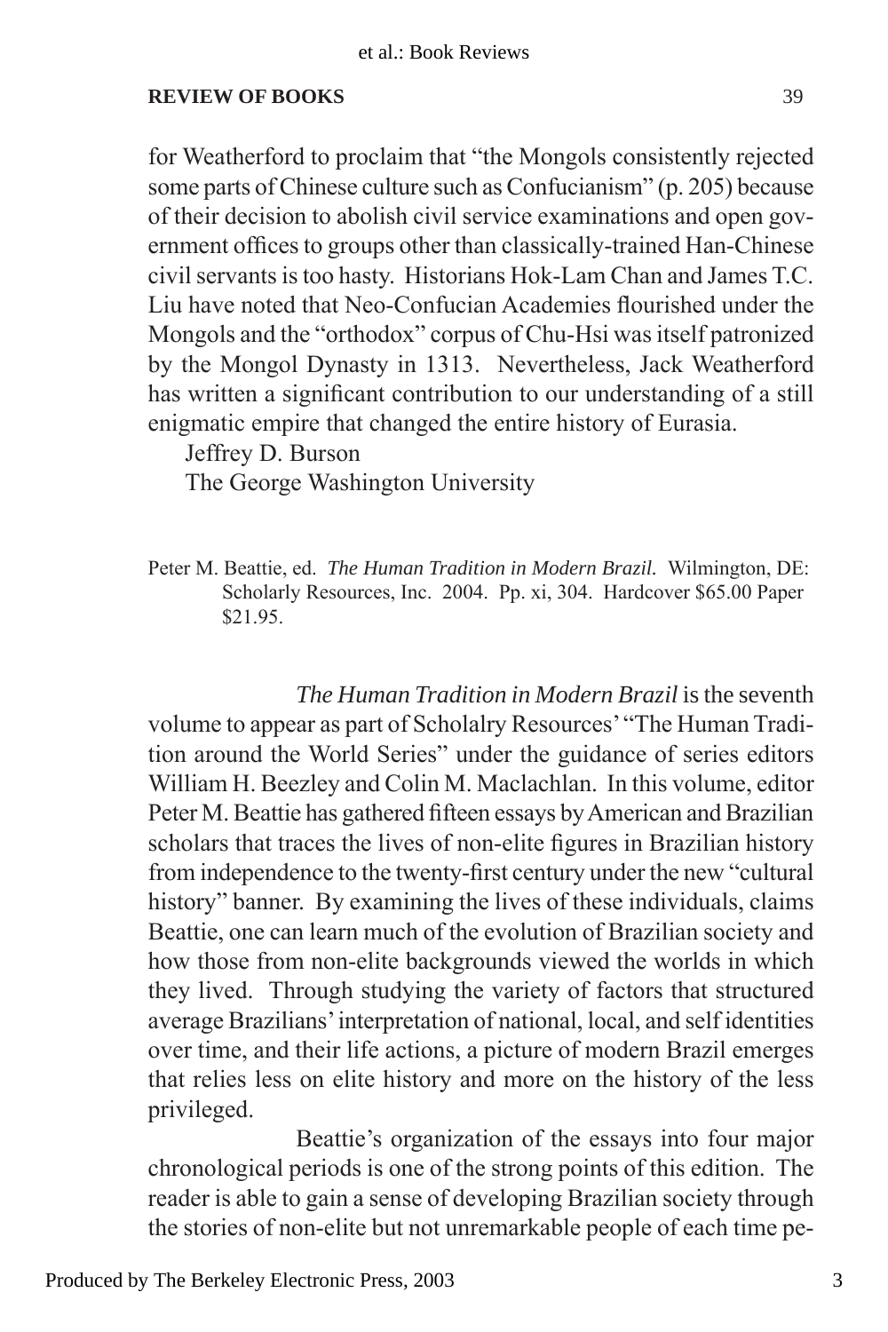for Weatherford to proclaim that "the Mongols consistently rejected some parts of Chinese culture such as Confucianism" (p. 205) because of their decision to abolish civil service examinations and open government offices to groups other than classically-trained Han-Chinese civil servants is too hasty. Historians Hok-Lam Chan and James T.C. Liu have noted that Neo-Confucian Academies flourished under the Mongols and the "orthodox" corpus of Chu-Hsi was itself patronized by the Mongol Dynasty in 1313. Nevertheless, Jack Weatherford has written a significant contribution to our understanding of a still enigmatic empire that changed the entire history of Eurasia.

Jeffrey D. Burson
The George Washington University

Peter M. Beattie, ed. *The Human Tradition in Modern Brazil.* Wilmington, DE: Scholarly Resources, Inc. 2004. Pp. xi, 304. Hardcover $65.00 Paper $21.95.

*The Human Tradition in Modern Brazil* is the seventh volume to appear as part of Scholalry Resources' "The Human Tradition around the World Series" under the guidance of series editors William H. Beezley and Colin M. Maclachlan. In this volume, editor Peter M. Beattie has gathered fifteen essays by American and Brazilian scholars that traces the lives of non-elite figures in Brazilian history from independence to the twenty-first century under the new "cultural history" banner. By examining the lives of these individuals, claims Beattie, one can learn much of the evolution of Brazilian society and how those from non-elite backgrounds viewed the worlds in which they lived. Through studying the variety of factors that structured average Brazilians' interpretation of national, local, and self identities over time, and their life actions, a picture of modern Brazil emerges that relies less on elite history and more on the history of the less privileged.

Beattie's organization of the essays into four major chronological periods is one of the strong points of this edition. The reader is able to gain a sense of developing Brazilian society through the stories of non-elite but not unremarkable people of each time pe-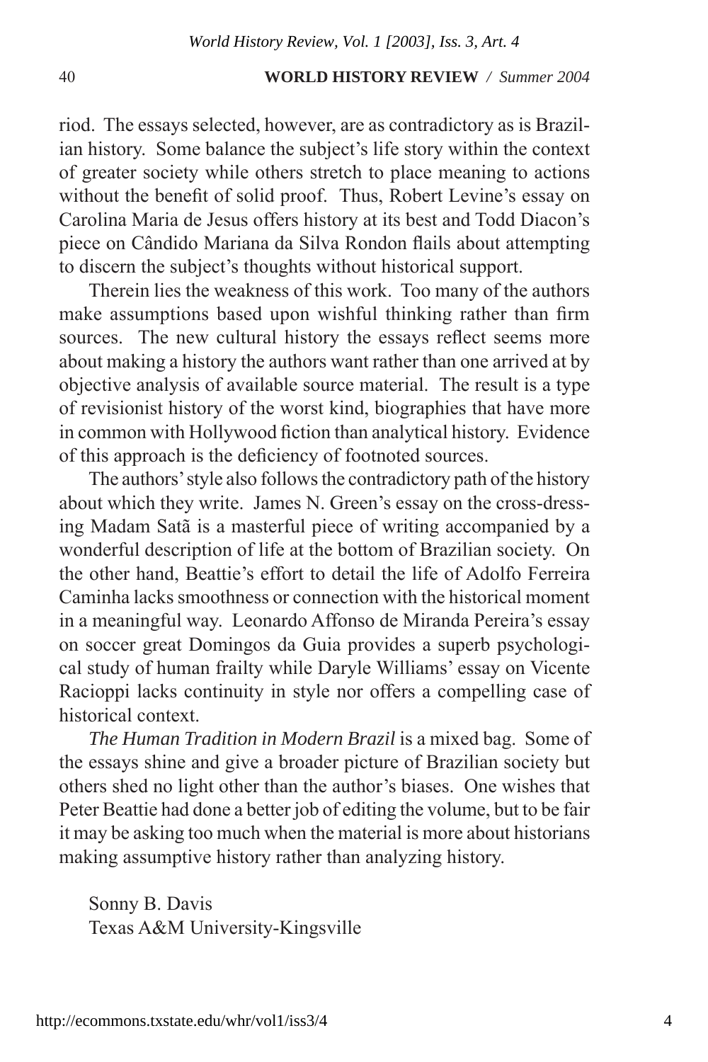riod. The essays selected, however, are as contradictory as is Brazilian history. Some balance the subject's life story within the context of greater society while others stretch to place meaning to actions without the benefit of solid proof. Thus, Robert Levine's essay on Carolina Maria de Jesus offers history at its best and Todd Diacon's piece on Cândido Mariana da Silva Rondon flails about attempting to discern the subject's thoughts without historical support.

Therein lies the weakness of this work. Too many of the authors make assumptions based upon wishful thinking rather than firm sources. The new cultural history the essays reflect seems more about making a history the authors want rather than one arrived at by objective analysis of available source material. The result is a type of revisionist history of the worst kind, biographies that have more in common with Hollywood fiction than analytical history. Evidence of this approach is the deficiency of footnoted sources.

The authors' style also follows the contradictory path of the history about which they write. James N. Green's essay on the cross-dressing Madam Satã is a masterful piece of writing accompanied by a wonderful description of life at the bottom of Brazilian society. On the other hand, Beattie's effort to detail the life of Adolfo Ferreira Caminha lacks smoothness or connection with the historical moment in a meaningful way. Leonardo Affonso de Miranda Pereira's essay on soccer great Domingos da Guia provides a superb psychological study of human frailty while Daryle Williams' essay on Vicente Racioppi lacks continuity in style nor offers a compelling case of historical context.

*The Human Tradition in Modern Brazil* is a mixed bag. Some of the essays shine and give a broader picture of Brazilian society but others shed no light other than the author's biases. One wishes that Peter Beattie had done a better job of editing the volume, but to be fair it may be asking too much when the material is more about historians making assumptive history rather than analyzing history.

Sonny B. Davis
Texas A&M University-Kingsville